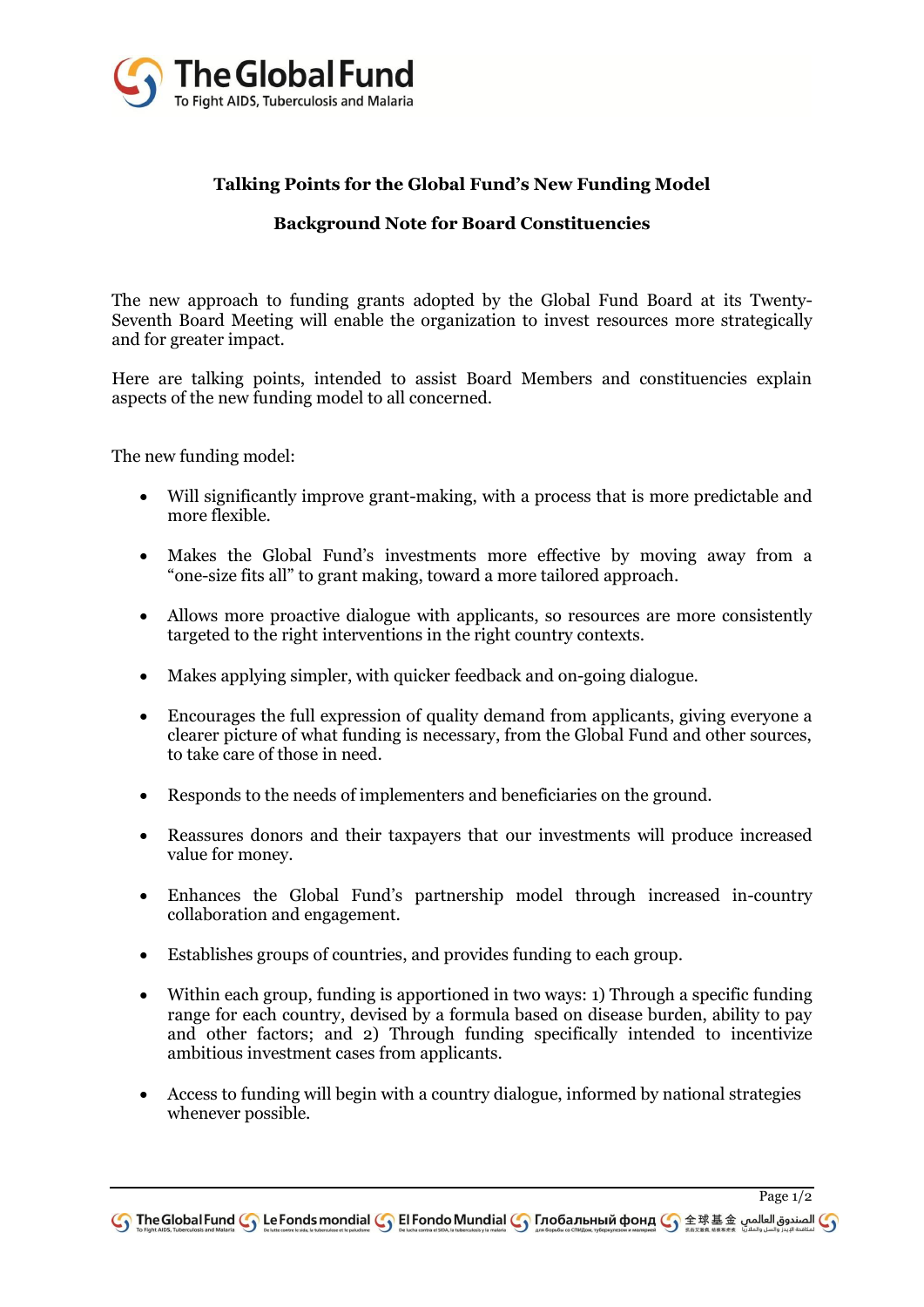**Talking Points for the Global Fund's New Funding Model**

**Background Note for Board Constituencies**

The new approach to funding grants adopted by the Global Fund Board at its Twenty-Seventh Board Meeting will enable the organization to invest resources more strategically and for greater impact.

Here are talking points, intended to assist Board Members and constituencies explain aspects of the new funding model to all concerned.

The new funding model:

- Will significantly improve grant-making, with a process that is more predictable and more flexible.
- Makes the Global Fund's investments more effective by moving away from a "one-size fits all" to grant making, toward a more tailored approach.
- Allows more proactive dialogue with applicants, so resources are more consistently targeted to the right interventions in the right country contexts.
- Makes applying simpler, with quicker feedback and on-going dialogue.
- Encourages the full expression of quality demand from applicants, giving everyone a clearer picture of what funding is necessary, from the Global Fund and other sources, to take care of those in need.
- Responds to the needs of implementers and beneficiaries on the ground.
- Reassures donors and their taxpayers that our investments will produce increased value for money.
- Enhances the Global Fund's partnership model through increased in-country collaboration and engagement.
- Establishes groups of countries, and provides funding to each group.
- Within each group, funding is apportioned in two ways: 1) Through a specific funding range for each country, devised by a formula based on disease burden, ability to pay and other factors; and 2) Through funding specifically intended to incentivize ambitious investment cases from applicants.
- Access to funding will begin with a country dialogue, informed by national strategies whenever possible.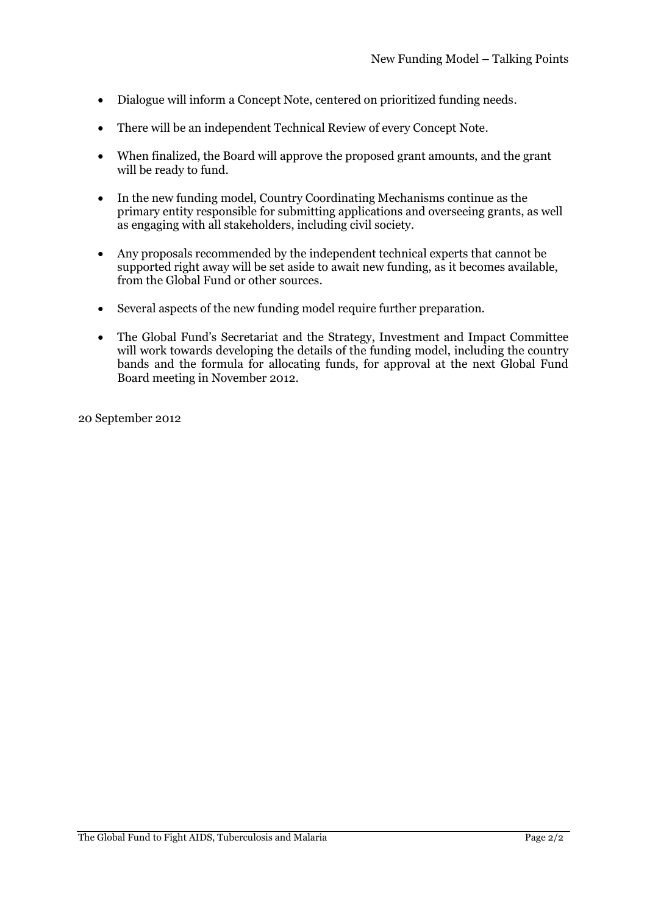- Dialogue will inform a Concept Note, centered on prioritized funding needs.
- There will be an independent Technical Review of every Concept Note.
- When finalized, the Board will approve the proposed grant amounts, and the grant will be ready to fund.
- In the new funding model, Country Coordinating Mechanisms continue as the primary entity responsible for submitting applications and overseeing grants, as well as engaging with all stakeholders, including civil society.
- Any proposals recommended by the independent technical experts that cannot be supported right away will be set aside to await new funding, as it becomes available, from the Global Fund or other sources.
- Several aspects of the new funding model require further preparation.
- The Global Fund's Secretariat and the Strategy, Investment and Impact Committee will work towards developing the details of the funding model, including the country bands and the formula for allocating funds, for approval at the next Global Fund Board meeting in November 2012.

20 September 2012